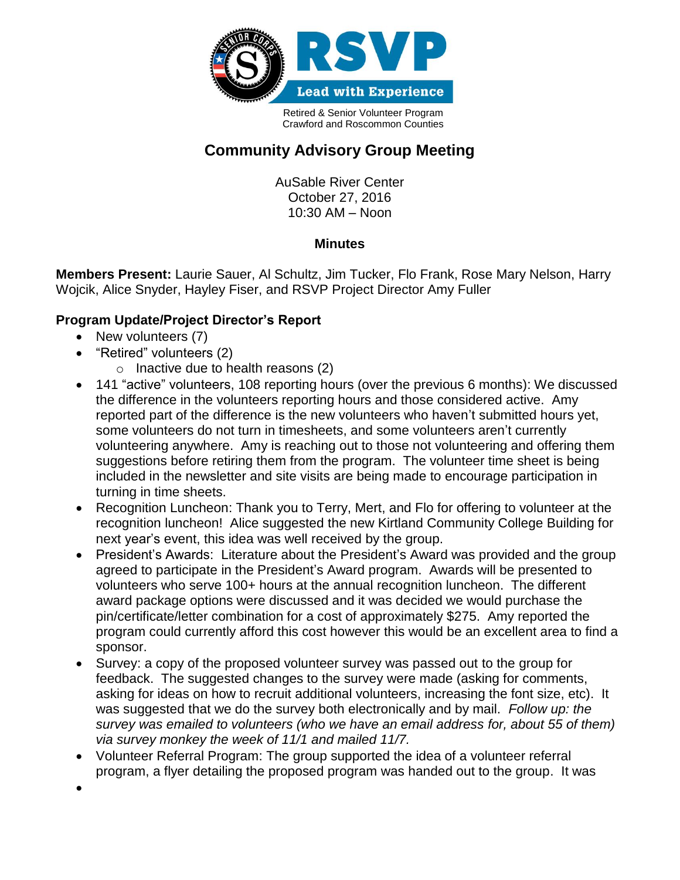Retired & Senior Volunteer Program
Crawford and Roscommon Counties

# Community Advisory Group Meeting

AuSable River Center
October 27, 2016
10:30 AM – Noon

## Minutes

**Members Present:** Laurie Sauer, Al Schultz, Jim Tucker, Flo Frank, Rose Mary Nelson, Harry Wojcik, Alice Snyder, Hayley Fiser, and RSVP Project Director Amy Fuller

### Program Update/Project Director's Report

- New volunteers (7)
- "Retired" volunteers (2)
  - Inactive due to health reasons (2)
- 141 "active" volunteers, 108 reporting hours (over the previous 6 months): We discussed the difference in the volunteers reporting hours and those considered active. Amy reported part of the difference is the new volunteers who haven't submitted hours yet, some volunteers do not turn in timesheets, and some volunteers aren't currently volunteering anywhere. Amy is reaching out to those not volunteering and offering them suggestions before retiring them from the program. The volunteer time sheet is being included in the newsletter and site visits are being made to encourage participation in turning in time sheets.
- Recognition Luncheon: Thank you to Terry, Mert, and Flo for offering to volunteer at the recognition luncheon! Alice suggested the new Kirtland Community College Building for next year's event, this idea was well received by the group.
- President's Awards: Literature about the President's Award was provided and the group agreed to participate in the President's Award program. Awards will be presented to volunteers who serve 100+ hours at the annual recognition luncheon. The different award package options were discussed and it was decided we would purchase the pin/certificate/letter combination for a cost of approximately $275. Amy reported the program could currently afford this cost however this would be an excellent area to find a sponsor.
- Survey: a copy of the proposed volunteer survey was passed out to the group for feedback. The suggested changes to the survey were made (asking for comments, asking for ideas on how to recruit additional volunteers, increasing the font size, etc). It was suggested that we do the survey both electronically and by mail. *Follow up: the survey was emailed to volunteers (who we have an email address for, about 55 of them) via survey monkey the week of 11/1 and mailed 11/7.*
- Volunteer Referral Program: The group supported the idea of a volunteer referral program, a flyer detailing the proposed program was handed out to the group. It was
-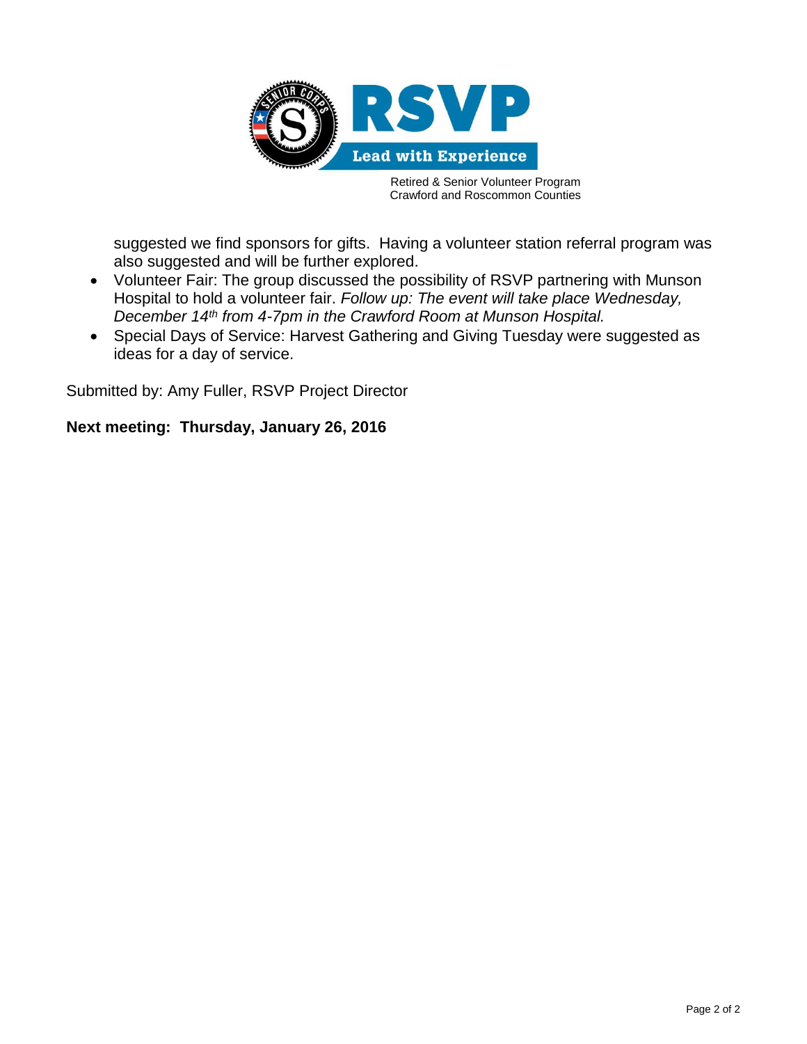Retired & Senior Volunteer Program
Crawford and Roscommon Counties

suggested we find sponsors for gifts. Having a volunteer station referral program was also suggested and will be further explored.

- Volunteer Fair: The group discussed the possibility of RSVP partnering with Munson Hospital to hold a volunteer fair. *Follow up: The event will take place Wednesday, December 14th from 4-7pm in the Crawford Room at Munson Hospital.*
- Special Days of Service: Harvest Gathering and Giving Tuesday were suggested as ideas for a day of service.

Submitted by: Amy Fuller, RSVP Project Director

**Next meeting: Thursday, January 26, 2016**